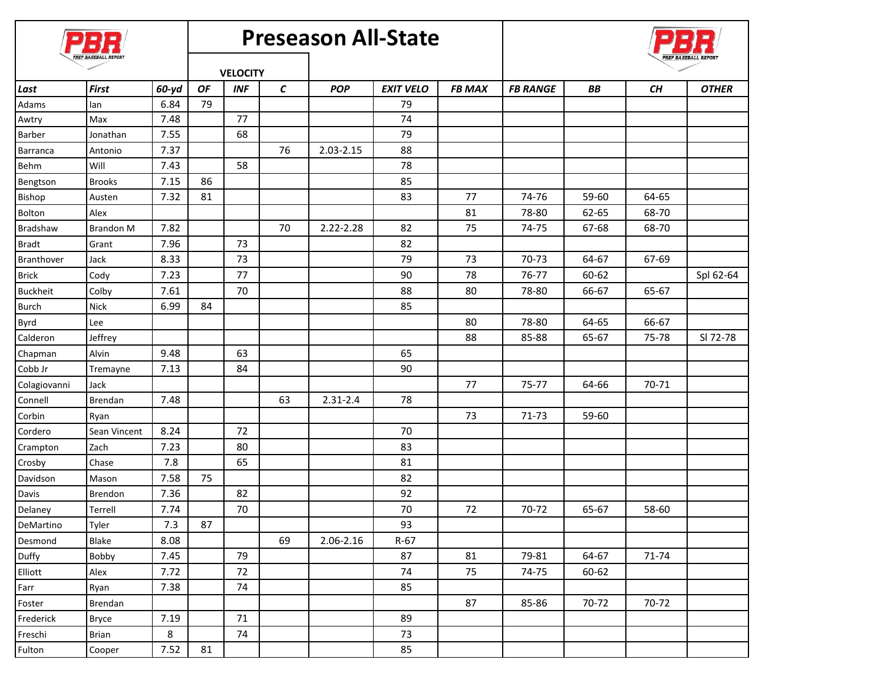# Preseason All-State

| Last | First | 60-yd | OF | INF | C | POP | EXIT VELO | FB MAX | FB RANGE | BB | CH | OTHER |
|---|---|---|---|---|---|---|---|---|---|---|---|---|
| | | | VELOCITY | | | | | | | | | |
| Adams | Ian | 6.84 | 79 | | | | 79 | | | | | |
| Awtry | Max | 7.48 | | 77 | | | 74 | | | | | |
| Barber | Jonathan | 7.55 | | 68 | | | 79 | | | | | |
| Barranca | Antonio | 7.37 | | | 76 | 2.03-2.15 | 88 | | | | | |
| Behm | Will | 7.43 | | 58 | | | 78 | | | | | |
| Bengtson | Brooks | 7.15 | 86 | | | | 85 | | | | | |
| Bishop | Austen | 7.32 | 81 | | | | 83 | 77 | 74-76 | 59-60 | 64-65 | |
| Bolton | Alex | | | | | | | 81 | 78-80 | 62-65 | 68-70 | |
| Bradshaw | Brandon M | 7.82 | | | 70 | 2.22-2.28 | 82 | 75 | 74-75 | 67-68 | 68-70 | |
| Bradt | Grant | 7.96 | | 73 | | | 82 | | | | | |
| Branthover | Jack | 8.33 | | 73 | | | 79 | 73 | 70-73 | 64-67 | 67-69 | |
| Brick | Cody | 7.23 | | 77 | | | 90 | 78 | 76-77 | 60-62 | | Spl 62-64 |
| Buckheit | Colby | 7.61 | | 70 | | | 88 | 80 | 78-80 | 66-67 | 65-67 | |
| Burch | Nick | 6.99 | 84 | | | | 85 | | | | | |
| Byrd | Lee | | | | | | | 80 | 78-80 | 64-65 | 66-67 | |
| Calderon | Jeffrey | | | | | | | 88 | 85-88 | 65-67 | 75-78 | Sl 72-78 |
| Chapman | Alvin | 9.48 | | 63 | | | 65 | | | | | |
| Cobb Jr | Tremayne | 7.13 | | 84 | | | 90 | | | | | |
| Colagiovanni | Jack | | | | | | | 77 | 75-77 | 64-66 | 70-71 | |
| Connell | Brendan | 7.48 | | | 63 | 2.31-2.4 | 78 | | | | | |
| Corbin | Ryan | | | | | | | 73 | 71-73 | 59-60 | | |
| Cordero | Sean Vincent | 8.24 | | 72 | | | 70 | | | | | |
| Crampton | Zach | 7.23 | | 80 | | | 83 | | | | | |
| Crosby | Chase | 7.8 | | 65 | | | 81 | | | | | |
| Davidson | Mason | 7.58 | 75 | | | | 82 | | | | | |
| Davis | Brendon | 7.36 | | 82 | | | 92 | | | | | |
| Delaney | Terrell | 7.74 | | 70 | | | 70 | 72 | 70-72 | 65-67 | 58-60 | |
| DeMartino | Tyler | 7.3 | 87 | | | | 93 | | | | | |
| Desmond | Blake | 8.08 | | | 69 | 2.06-2.16 | R-67 | | | | | |
| Duffy | Bobby | 7.45 | | 79 | | | 87 | 81 | 79-81 | 64-67 | 71-74 | |
| Elliott | Alex | 7.72 | | 72 | | | 74 | 75 | 74-75 | 60-62 | | |
| Farr | Ryan | 7.38 | | 74 | | | 85 | | | | | |
| Foster | Brendan | | | | | | | 87 | 85-86 | 70-72 | 70-72 | |
| Frederick | Bryce | 7.19 | | 71 | | | 89 | | | | | |
| Freschi | Brian | 8 | | 74 | | | 73 | | | | | |
| Fulton | Cooper | 7.52 | 81 | | | | 85 | | | | | |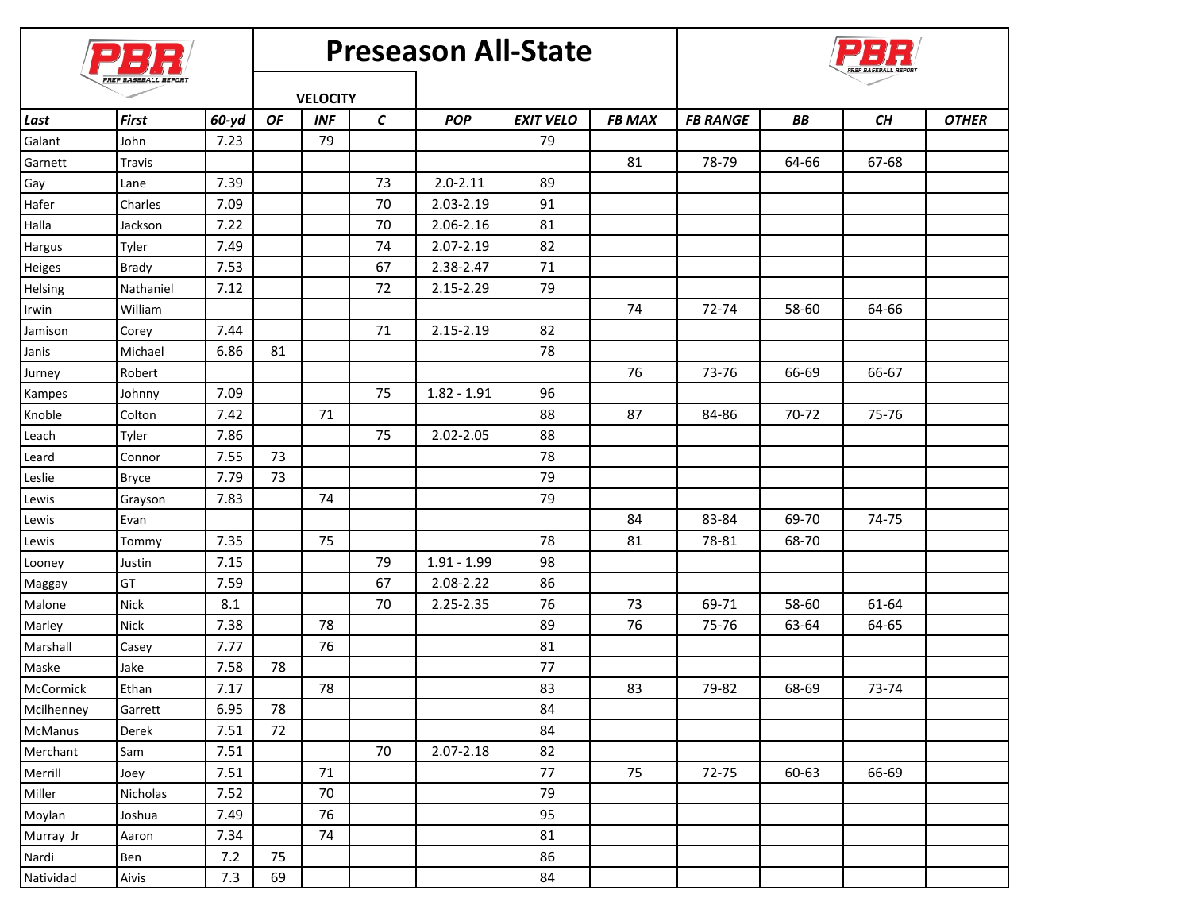# Preseason All-State

| Last | First | 60-yd | VELOCITY OF | INF | C | POP | EXIT VELO | FB MAX | FB RANGE | BB | CH | OTHER |
|---|---|---|---|---|---|---|---|---|---|---|---|---|
| Galant | John | 7.23 | | 79 | | | 79 | | | | | |
| Garnett | Travis | | | | | | | 81 | 78-79 | 64-66 | 67-68 | |
| Gay | Lane | 7.39 | | | 73 | 2.0-2.11 | 89 | | | | | |
| Hafer | Charles | 7.09 | | | 70 | 2.03-2.19 | 91 | | | | | |
| Halla | Jackson | 7.22 | | | 70 | 2.06-2.16 | 81 | | | | | |
| Hargus | Tyler | 7.49 | | | 74 | 2.07-2.19 | 82 | | | | | |
| Heiges | Brady | 7.53 | | | 67 | 2.38-2.47 | 71 | | | | | |
| Helsing | Nathaniel | 7.12 | | | 72 | 2.15-2.29 | 79 | | | | | |
| Irwin | William | | | | | | | 74 | 72-74 | 58-60 | 64-66 | |
| Jamison | Corey | 7.44 | | | 71 | 2.15-2.19 | 82 | | | | | |
| Janis | Michael | 6.86 | 81 | | | | 78 | | | | | |
| Jurney | Robert | | | | | | | 76 | 73-76 | 66-69 | 66-67 | |
| Kampes | Johnny | 7.09 | | | 75 | 1.82 - 1.91 | 96 | | | | | |
| Knoble | Colton | 7.42 | | 71 | | | 88 | 87 | 84-86 | 70-72 | 75-76 | |
| Leach | Tyler | 7.86 | | | 75 | 2.02-2.05 | 88 | | | | | |
| Leard | Connor | 7.55 | 73 | | | | 78 | | | | | |
| Leslie | Bryce | 7.79 | 73 | | | | 79 | | | | | |
| Lewis | Grayson | 7.83 | | 74 | | | 79 | | | | | |
| Lewis | Evan | | | | | | | 84 | 83-84 | 69-70 | 74-75 | |
| Lewis | Tommy | 7.35 | | 75 | | | 78 | 81 | 78-81 | 68-70 | | |
| Looney | Justin | 7.15 | | | 79 | 1.91 - 1.99 | 98 | | | | | |
| Maggay | GT | 7.59 | | | 67 | 2.08-2.22 | 86 | | | | | |
| Malone | Nick | 8.1 | | | 70 | 2.25-2.35 | 76 | 73 | 69-71 | 58-60 | 61-64 | |
| Marley | Nick | 7.38 | | 78 | | | 89 | 76 | 75-76 | 63-64 | 64-65 | |
| Marshall | Casey | 7.77 | | 76 | | | 81 | | | | | |
| Maske | Jake | 7.58 | 78 | | | | 77 | | | | | |
| McCormick | Ethan | 7.17 | | 78 | | | 83 | 83 | 79-82 | 68-69 | 73-74 | |
| Mcilhenney | Garrett | 6.95 | 78 | | | | 84 | | | | | |
| McManus | Derek | 7.51 | 72 | | | | 84 | | | | | |
| Merchant | Sam | 7.51 | | | 70 | 2.07-2.18 | 82 | | | | | |
| Merrill | Joey | 7.51 | | 71 | | | 77 | 75 | 72-75 | 60-63 | 66-69 | |
| Miller | Nicholas | 7.52 | | 70 | | | 79 | | | | | |
| Moylan | Joshua | 7.49 | | 76 | | | 95 | | | | | |
| Murray Jr | Aaron | 7.34 | | 74 | | | 81 | | | | | |
| Nardi | Ben | 7.2 | 75 | | | | 86 | | | | | |
| Natividad | Aivis | 7.3 | 69 | | | | 84 | | | | | |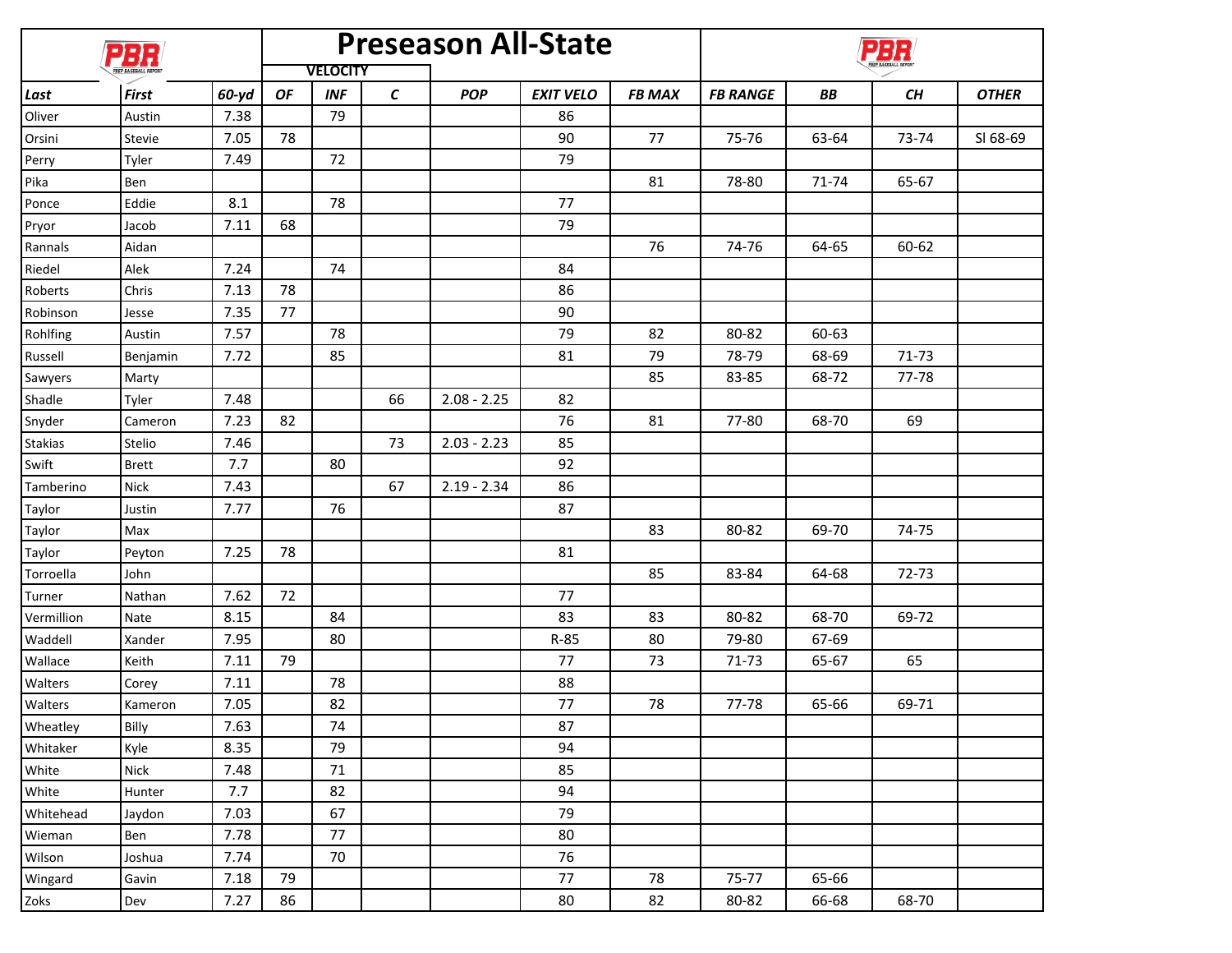# Preseason All-State

| Last | First | 60-yd | VELOCITY OF | INF | C | POP | EXIT VELO | FB MAX | FB RANGE | BB | CH | OTHER |
|---|---|---|---|---|---|---|---|---|---|---|---|---|
| Oliver | Austin | 7.38 | | 79 | | | 86 | | | | | |
| Orsini | Stevie | 7.05 | 78 | | | | 90 | 77 | 75-76 | 63-64 | 73-74 | Sl 68-69 |
| Perry | Tyler | 7.49 | | 72 | | | 79 | | | | | |
| Pika | Ben | | | | | | | 81 | 78-80 | 71-74 | 65-67 | |
| Ponce | Eddie | 8.1 | | 78 | | | 77 | | | | | |
| Pryor | Jacob | 7.11 | 68 | | | | 79 | | | | | |
| Rannals | Aidan | | | | | | | 76 | 74-76 | 64-65 | 60-62 | |
| Riedel | Alek | 7.24 | | 74 | | | 84 | | | | | |
| Roberts | Chris | 7.13 | 78 | | | | 86 | | | | | |
| Robinson | Jesse | 7.35 | 77 | | | | 90 | | | | | |
| Rohlfing | Austin | 7.57 | | 78 | | | 79 | 82 | 80-82 | 60-63 | | |
| Russell | Benjamin | 7.72 | | 85 | | | 81 | 79 | 78-79 | 68-69 | 71-73 | |
| Sawyers | Marty | | | | | | | 85 | 83-85 | 68-72 | 77-78 | |
| Shadle | Tyler | 7.48 | | | 66 | 2.08 - 2.25 | 82 | | | | | |
| Snyder | Cameron | 7.23 | 82 | | | | 76 | 81 | 77-80 | 68-70 | 69 | |
| Stakias | Stelio | 7.46 | | | 73 | 2.03 - 2.23 | 85 | | | | | |
| Swift | Brett | 7.7 | | 80 | | | 92 | | | | | |
| Tamberino | Nick | 7.43 | | | 67 | 2.19 - 2.34 | 86 | | | | | |
| Taylor | Justin | 7.77 | | 76 | | | 87 | | | | | |
| Taylor | Max | | | | | | | 83 | 80-82 | 69-70 | 74-75 | |
| Taylor | Peyton | 7.25 | 78 | | | | 81 | | | | | |
| Torroella | John | | | | | | | 85 | 83-84 | 64-68 | 72-73 | |
| Turner | Nathan | 7.62 | 72 | | | | 77 | | | | | |
| Vermillion | Nate | 8.15 | | 84 | | | 83 | 83 | 80-82 | 68-70 | 69-72 | |
| Waddell | Xander | 7.95 | | 80 | | | R-85 | 80 | 79-80 | 67-69 | | |
| Wallace | Keith | 7.11 | 79 | | | | 77 | 73 | 71-73 | 65-67 | 65 | |
| Walters | Corey | 7.11 | | 78 | | | 88 | | | | | |
| Walters | Kameron | 7.05 | | 82 | | | 77 | 78 | 77-78 | 65-66 | 69-71 | |
| Wheatley | Billy | 7.63 | | 74 | | | 87 | | | | | |
| Whitaker | Kyle | 8.35 | | 79 | | | 94 | | | | | |
| White | Nick | 7.48 | | 71 | | | 85 | | | | | |
| White | Hunter | 7.7 | | 82 | | | 94 | | | | | |
| Whitehead | Jaydon | 7.03 | | 67 | | | 79 | | | | | |
| Wieman | Ben | 7.78 | | 77 | | | 80 | | | | | |
| Wilson | Joshua | 7.74 | | 70 | | | 76 | | | | | |
| Wingard | Gavin | 7.18 | 79 | | | | 77 | 78 | 75-77 | 65-66 | | |
| Zoks | Dev | 7.27 | 86 | | | | 80 | 82 | 80-82 | 66-68 | 68-70 | |